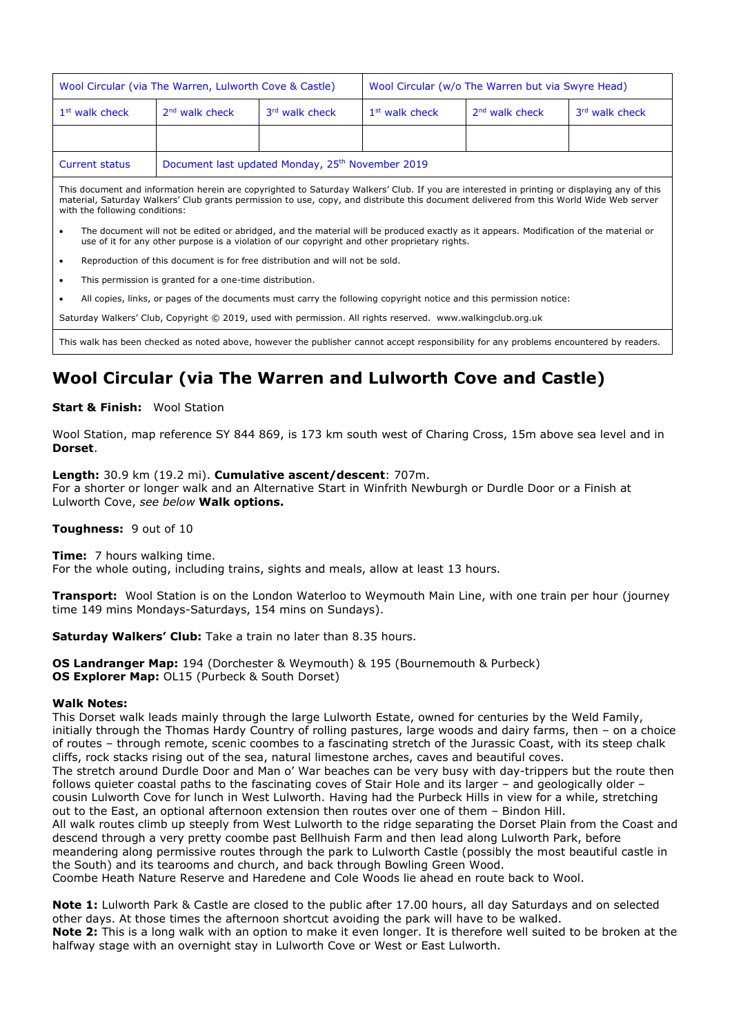| Wool Circular (via The Warren, Lulworth Cove & Castle) | | | Wool Circular (w/o The Warren but via Swyre Head) | | |
|---|---|---|---|---|---|
| 1st walk check | 2nd walk check | 3rd walk check | 1st walk check | 2nd walk check | 3rd walk check |
| | | | | | |
| Current status | Document last updated Monday, 25th November 2019 | | | | |

This document and information herein are copyrighted to Saturday Walkers' Club. If you are interested in printing or displaying any of this material, Saturday Walkers' Club grants permission to use, copy, and distribute this document delivered from this World Wide Web server with the following conditions:

- The document will not be edited or abridged, and the material will be produced exactly as it appears. Modification of the material or use of it for any other purpose is a violation of our copyright and other proprietary rights.
- Reproduction of this document is for free distribution and will not be sold.
- This permission is granted for a one-time distribution.
- All copies, links, or pages of the documents must carry the following copyright notice and this permission notice:

Saturday Walkers' Club, Copyright © 2019, used with permission. All rights reserved. www.walkingclub.org.uk

This walk has been checked as noted above, however the publisher cannot accept responsibility for any problems encountered by readers.

# Wool Circular (via The Warren and Lulworth Cove and Castle)

**Start & Finish:** Wool Station

Wool Station, map reference SY 844 869, is 173 km south west of Charing Cross, 15m above sea level and in **Dorset**.

**Length:** 30.9 km (19.2 mi). **Cumulative ascent/descent**: 707m.
For a shorter or longer walk and an Alternative Start in Winfrith Newburgh or Durdle Door or a Finish at Lulworth Cove, *see below* **Walk options.**

**Toughness:** 9 out of 10

**Time:** 7 hours walking time.
For the whole outing, including trains, sights and meals, allow at least 13 hours.

**Transport:** Wool Station is on the London Waterloo to Weymouth Main Line, with one train per hour (journey time 149 mins Mondays-Saturdays, 154 mins on Sundays).

**Saturday Walkers' Club:** Take a train no later than 8.35 hours.

**OS Landranger Map:** 194 (Dorchester & Weymouth) & 195 (Bournemouth & Purbeck)
**OS Explorer Map:** OL15 (Purbeck & South Dorset)

**Walk Notes:**
This Dorset walk leads mainly through the large Lulworth Estate, owned for centuries by the Weld Family, initially through the Thomas Hardy Country of rolling pastures, large woods and dairy farms, then – on a choice of routes – through remote, scenic coombes to a fascinating stretch of the Jurassic Coast, with its steep chalk cliffs, rock stacks rising out of the sea, natural limestone arches, caves and beautiful coves.
The stretch around Durdle Door and Man o' War beaches can be very busy with day-trippers but the route then follows quieter coastal paths to the fascinating coves of Stair Hole and its larger – and geologically older – cousin Lulworth Cove for lunch in West Lulworth. Having had the Purbeck Hills in view for a while, stretching out to the East, an optional afternoon extension then routes over one of them – Bindon Hill.
All walk routes climb up steeply from West Lulworth to the ridge separating the Dorset Plain from the Coast and descend through a very pretty coombe past Bellhuish Farm and then lead along Lulworth Park, before meandering along permissive routes through the park to Lulworth Castle (possibly the most beautiful castle in the South) and its tearooms and church, and back through Bowling Green Wood.
Coombe Heath Nature Reserve and Haredene and Cole Woods lie ahead en route back to Wool.

**Note 1:** Lulworth Park & Castle are closed to the public after 17.00 hours, all day Saturdays and on selected other days. At those times the afternoon shortcut avoiding the park will have to be walked.
**Note 2:** This is a long walk with an option to make it even longer. It is therefore well suited to be broken at the halfway stage with an overnight stay in Lulworth Cove or West or East Lulworth.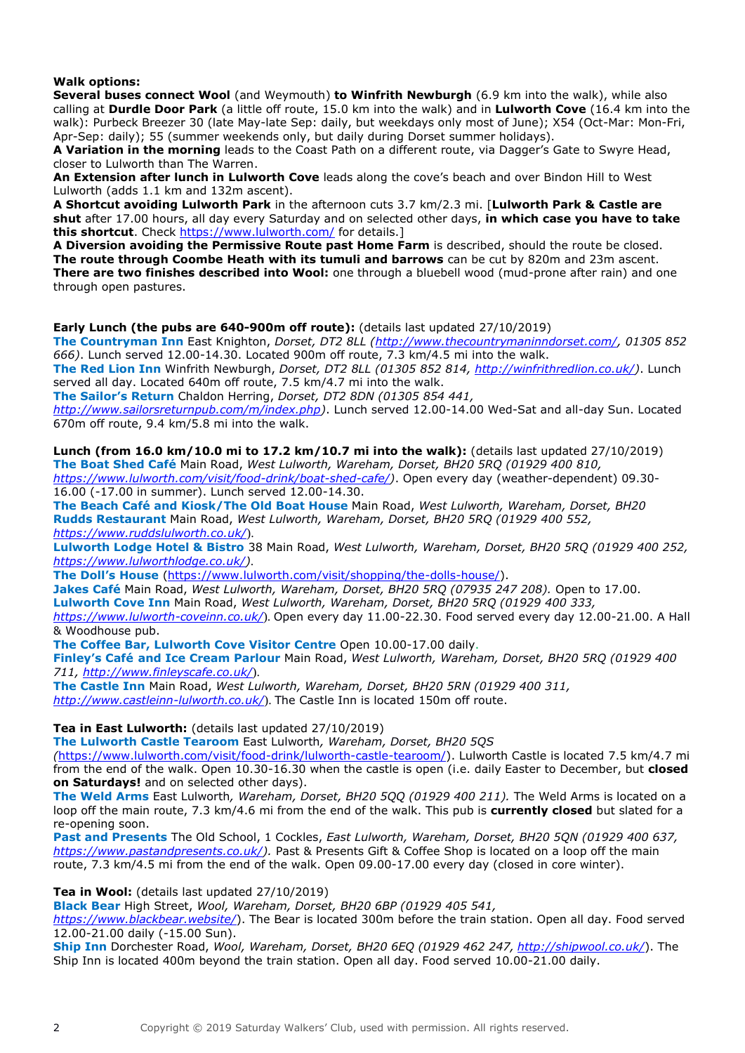**Walk options:**

**Several buses connect Wool** (and Weymouth) **to Winfrith Newburgh** (6.9 km into the walk), while also calling at **Durdle Door Park** (a little off route, 15.0 km into the walk) and in **Lulworth Cove** (16.4 km into the walk): Purbeck Breezer 30 (late May-late Sep: daily, but weekdays only most of June); X54 (Oct-Mar: Mon-Fri, Apr-Sep: daily); 55 (summer weekends only, but daily during Dorset summer holidays).

**A Variation in the morning** leads to the Coast Path on a different route, via Dagger's Gate to Swyre Head, closer to Lulworth than The Warren.

**An Extension after lunch in Lulworth Cove** leads along the cove's beach and over Bindon Hill to West Lulworth (adds 1.1 km and 132m ascent).

**A Shortcut avoiding Lulworth Park** in the afternoon cuts 3.7 km/2.3 mi. [**Lulworth Park & Castle are shut** after 17.00 hours, all day every Saturday and on selected other days, **in which case you have to take this shortcut**. Check https://www.lulworth.com/ for details.]

**A Diversion avoiding the Permissive Route past Home Farm** is described, should the route be closed.

**The route through Coombe Heath with its tumuli and barrows** can be cut by 820m and 23m ascent.

**There are two finishes described into Wool:** one through a bluebell wood (mud-prone after rain) and one through open pastures.

**Early Lunch (the pubs are 640-900m off route):** (details last updated 27/10/2019)

**The Countryman Inn** East Knighton, *Dorset, DT2 8LL (http://www.thecountrymaninndorset.com/, 01305 852 666)*. Lunch served 12.00-14.30. Located 900m off route, 7.3 km/4.5 mi into the walk.

**The Red Lion Inn** Winfrith Newburgh, *Dorset, DT2 8LL (01305 852 814, http://winfrithredlion.co.uk/)*. Lunch served all day. Located 640m off route, 7.5 km/4.7 mi into the walk.

**The Sailor's Return** Chaldon Herring, *Dorset, DT2 8DN (01305 854 441, http://www.sailorsreturnpub.com/m/index.php)*. Lunch served 12.00-14.00 Wed-Sat and all-day Sun. Located 670m off route, 9.4 km/5.8 mi into the walk.

**Lunch (from 16.0 km/10.0 mi to 17.2 km/10.7 mi into the walk):** (details last updated 27/10/2019)

**The Boat Shed Café** Main Road, *West Lulworth, Wareham, Dorset, BH20 5RQ (01929 400 810, https://www.lulworth.com/visit/food-drink/boat-shed-cafe/)*. Open every day (weather-dependent) 09.30-16.00 (-17.00 in summer). Lunch served 12.00-14.30.

**The Beach Café and Kiosk/The Old Boat House** Main Road, *West Lulworth, Wareham, Dorset, BH20*

**Rudds Restaurant** Main Road, *West Lulworth, Wareham, Dorset, BH20 5RQ (01929 400 552, https://www.ruddslulworth.co.uk/)*.

**Lulworth Lodge Hotel & Bistro** 38 Main Road, *West Lulworth, Wareham, Dorset, BH20 5RQ (01929 400 252, https://www.lulworthlodge.co.uk/)*.

**The Doll's House** (https://www.lulworth.com/visit/shopping/the-dolls-house/).

**Jakes Café** Main Road, *West Lulworth, Wareham, Dorset, BH20 5RQ (07935 247 208).* Open to 17.00.

**Lulworth Cove Inn** Main Road, *West Lulworth, Wareham, Dorset, BH20 5RQ (01929 400 333, https://www.lulworth-coveinn.co.uk/)*. Open every day 11.00-22.30. Food served every day 12.00-21.00. A Hall & Woodhouse pub.

**The Coffee Bar, Lulworth Cove Visitor Centre** Open 10.00-17.00 daily.

**Finley's Café and Ice Cream Parlour** Main Road, *West Lulworth, Wareham, Dorset, BH20 5RQ (01929 400 711, http://www.finleyscafe.co.uk/)*.

**The Castle Inn** Main Road, *West Lulworth, Wareham, Dorset, BH20 5RN (01929 400 311, http://www.castleinn-lulworth.co.uk/)*. The Castle Inn is located 150m off route.

**Tea in East Lulworth:** (details last updated 27/10/2019)

**The Lulworth Castle Tearoom** East Lulworth*, Wareham, Dorset, BH20 5QS (*https://www.lulworth.com/visit/food-drink/lulworth-castle-tearoom/). Lulworth Castle is located 7.5 km/4.7 mi from the end of the walk. Open 10.30-16.30 when the castle is open (i.e. daily Easter to December, but **closed on Saturdays!** and on selected other days).

**The Weld Arms** East Lulworth*, Wareham, Dorset, BH20 5QQ (01929 400 211).* The Weld Arms is located on a loop off the main route, 7.3 km/4.6 mi from the end of the walk. This pub is **currently closed** but slated for a re-opening soon.

**Past and Presents** The Old School, 1 Cockles, *East Lulworth, Wareham, Dorset, BH20 5QN (01929 400 637, https://www.pastandpresents.co.uk/).* Past & Presents Gift & Coffee Shop is located on a loop off the main route, 7.3 km/4.5 mi from the end of the walk. Open 09.00-17.00 every day (closed in core winter).

**Tea in Wool:** (details last updated 27/10/2019)

**Black Bear** High Street, *Wool, Wareham, Dorset, BH20 6BP (01929 405 541, https://www.blackbear.website/)*. The Bear is located 300m before the train station. Open all day. Food served 12.00-21.00 daily (-15.00 Sun).

**Ship Inn** Dorchester Road, *Wool, Wareham, Dorset, BH20 6EQ (01929 462 247, http://shipwool.co.uk/)*. The Ship Inn is located 400m beyond the train station. Open all day. Food served 10.00-21.00 daily.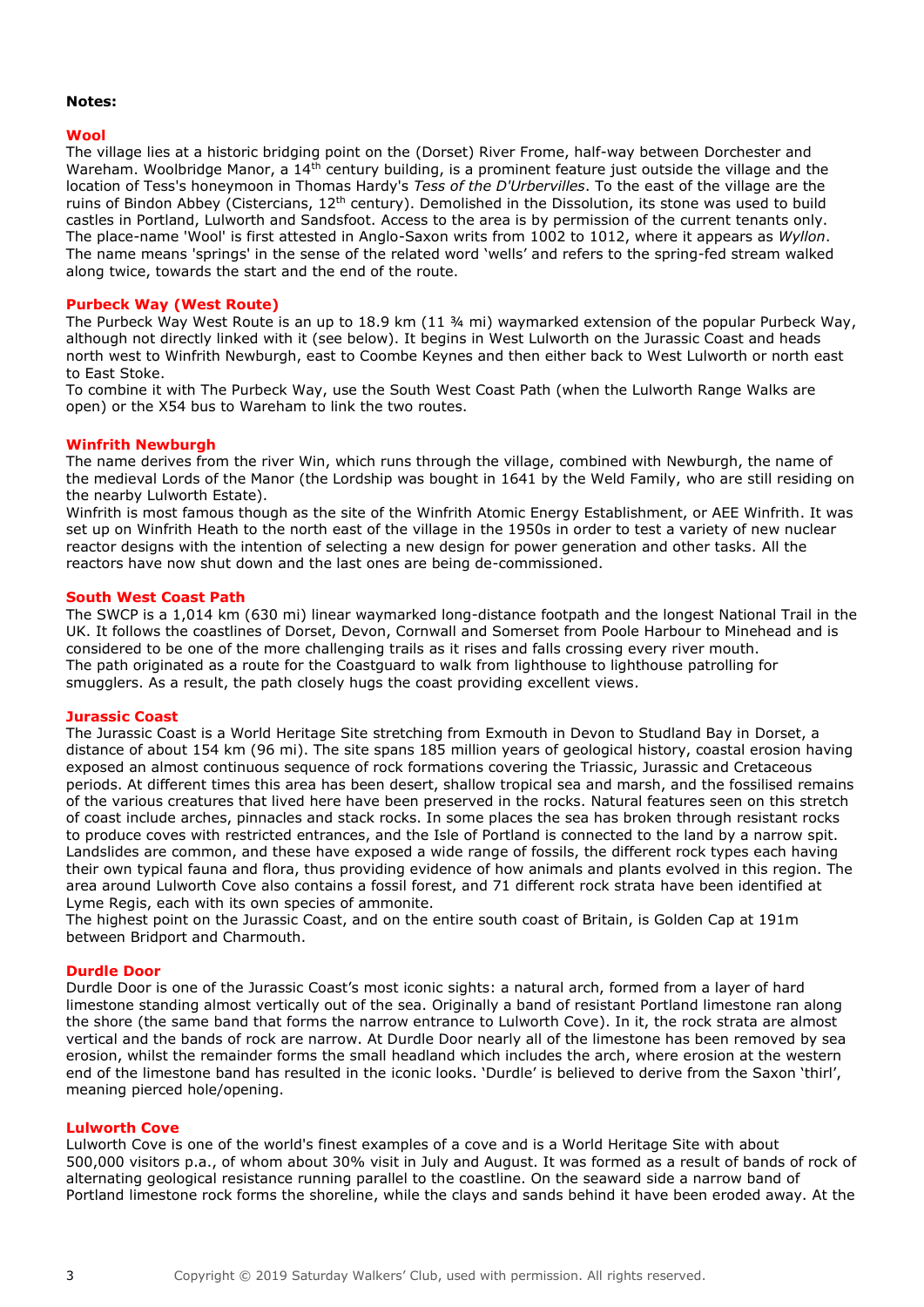**Notes:**

## Wool

The village lies at a historic bridging point on the (Dorset) River Frome, half-way between Dorchester and Wareham. Woolbridge Manor, a 14th century building, is a prominent feature just outside the village and the location of Tess's honeymoon in Thomas Hardy's *Tess of the D'Urbervilles*. To the east of the village are the ruins of Bindon Abbey (Cistercians, 12th century). Demolished in the Dissolution, its stone was used to build castles in Portland, Lulworth and Sandsfoot. Access to the area is by permission of the current tenants only. The place-name 'Wool' is first attested in Anglo-Saxon writs from 1002 to 1012, where it appears as *Wyllon*. The name means 'springs' in the sense of the related word 'wells' and refers to the spring-fed stream walked along twice, towards the start and the end of the route.

## Purbeck Way (West Route)

The Purbeck Way West Route is an up to 18.9 km (11 ¾ mi) waymarked extension of the popular Purbeck Way, although not directly linked with it (see below). It begins in West Lulworth on the Jurassic Coast and heads north west to Winfrith Newburgh, east to Coombe Keynes and then either back to West Lulworth or north east to East Stoke.
To combine it with The Purbeck Way, use the South West Coast Path (when the Lulworth Range Walks are open) or the X54 bus to Wareham to link the two routes.

## Winfrith Newburgh

The name derives from the river Win, which runs through the village, combined with Newburgh, the name of the medieval Lords of the Manor (the Lordship was bought in 1641 by the Weld Family, who are still residing on the nearby Lulworth Estate).
Winfrith is most famous though as the site of the Winfrith Atomic Energy Establishment, or AEE Winfrith. It was set up on Winfrith Heath to the north east of the village in the 1950s in order to test a variety of new nuclear reactor designs with the intention of selecting a new design for power generation and other tasks. All the reactors have now shut down and the last ones are being de-commissioned.

## South West Coast Path

The SWCP is a 1,014 km (630 mi) linear waymarked long-distance footpath and the longest National Trail in the UK. It follows the coastlines of Dorset, Devon, Cornwall and Somerset from Poole Harbour to Minehead and is considered to be one of the more challenging trails as it rises and falls crossing every river mouth.
The path originated as a route for the Coastguard to walk from lighthouse to lighthouse patrolling for smugglers. As a result, the path closely hugs the coast providing excellent views.

## Jurassic Coast

The Jurassic Coast is a World Heritage Site stretching from Exmouth in Devon to Studland Bay in Dorset, a distance of about 154 km (96 mi). The site spans 185 million years of geological history, coastal erosion having exposed an almost continuous sequence of rock formations covering the Triassic, Jurassic and Cretaceous periods. At different times this area has been desert, shallow tropical sea and marsh, and the fossilised remains of the various creatures that lived here have been preserved in the rocks. Natural features seen on this stretch of coast include arches, pinnacles and stack rocks. In some places the sea has broken through resistant rocks to produce coves with restricted entrances, and the Isle of Portland is connected to the land by a narrow spit. Landslides are common, and these have exposed a wide range of fossils, the different rock types each having their own typical fauna and flora, thus providing evidence of how animals and plants evolved in this region. The area around Lulworth Cove also contains a fossil forest, and 71 different rock strata have been identified at Lyme Regis, each with its own species of ammonite.
The highest point on the Jurassic Coast, and on the entire south coast of Britain, is Golden Cap at 191m between Bridport and Charmouth.

## Durdle Door

Durdle Door is one of the Jurassic Coast's most iconic sights: a natural arch, formed from a layer of hard limestone standing almost vertically out of the sea. Originally a band of resistant Portland limestone ran along the shore (the same band that forms the narrow entrance to Lulworth Cove). In it, the rock strata are almost vertical and the bands of rock are narrow. At Durdle Door nearly all of the limestone has been removed by sea erosion, whilst the remainder forms the small headland which includes the arch, where erosion at the western end of the limestone band has resulted in the iconic looks. 'Durdle' is believed to derive from the Saxon 'thirl', meaning pierced hole/opening.

## Lulworth Cove

Lulworth Cove is one of the world's finest examples of a cove and is a World Heritage Site with about 500,000 visitors p.a., of whom about 30% visit in July and August. It was formed as a result of bands of rock of alternating geological resistance running parallel to the coastline. On the seaward side a narrow band of Portland limestone rock forms the shoreline, while the clays and sands behind it have been eroded away. At the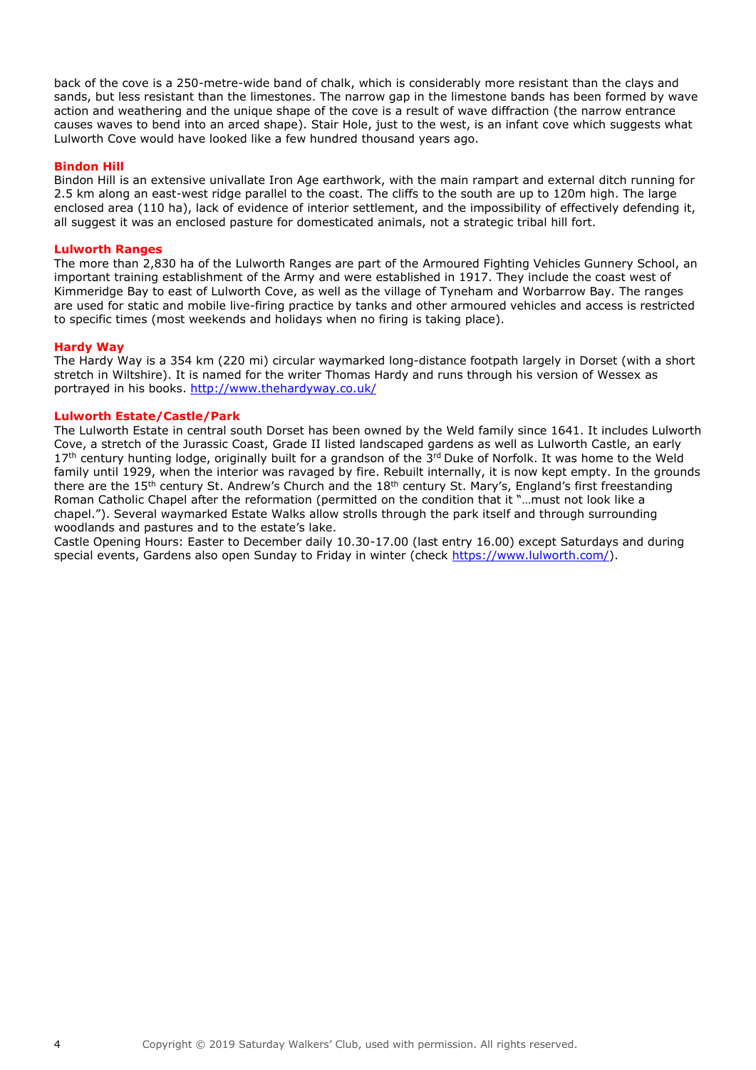back of the cove is a 250-metre-wide band of chalk, which is considerably more resistant than the clays and sands, but less resistant than the limestones. The narrow gap in the limestone bands has been formed by wave action and weathering and the unique shape of the cove is a result of wave diffraction (the narrow entrance causes waves to bend into an arced shape). Stair Hole, just to the west, is an infant cove which suggests what Lulworth Cove would have looked like a few hundred thousand years ago.

### Bindon Hill

Bindon Hill is an extensive univallate Iron Age earthwork, with the main rampart and external ditch running for 2.5 km along an east-west ridge parallel to the coast. The cliffs to the south are up to 120m high. The large enclosed area (110 ha), lack of evidence of interior settlement, and the impossibility of effectively defending it, all suggest it was an enclosed pasture for domesticated animals, not a strategic tribal hill fort.

### Lulworth Ranges

The more than 2,830 ha of the Lulworth Ranges are part of the Armoured Fighting Vehicles Gunnery School, an important training establishment of the Army and were established in 1917. They include the coast west of Kimmeridge Bay to east of Lulworth Cove, as well as the village of Tyneham and Worbarrow Bay. The ranges are used for static and mobile live-firing practice by tanks and other armoured vehicles and access is restricted to specific times (most weekends and holidays when no firing is taking place).

### Hardy Way

The Hardy Way is a 354 km (220 mi) circular waymarked long-distance footpath largely in Dorset (with a short stretch in Wiltshire). It is named for the writer Thomas Hardy and runs through his version of Wessex as portrayed in his books. http://www.thehardyway.co.uk/

### Lulworth Estate/Castle/Park

The Lulworth Estate in central south Dorset has been owned by the Weld family since 1641. It includes Lulworth Cove, a stretch of the Jurassic Coast, Grade II listed landscaped gardens as well as Lulworth Castle, an early 17th century hunting lodge, originally built for a grandson of the 3rd Duke of Norfolk. It was home to the Weld family until 1929, when the interior was ravaged by fire. Rebuilt internally, it is now kept empty. In the grounds there are the 15th century St. Andrew's Church and the 18th century St. Mary's, England's first freestanding Roman Catholic Chapel after the reformation (permitted on the condition that it "…must not look like a chapel."). Several waymarked Estate Walks allow strolls through the park itself and through surrounding woodlands and pastures and to the estate's lake.

Castle Opening Hours: Easter to December daily 10.30-17.00 (last entry 16.00) except Saturdays and during special events, Gardens also open Sunday to Friday in winter (check https://www.lulworth.com/).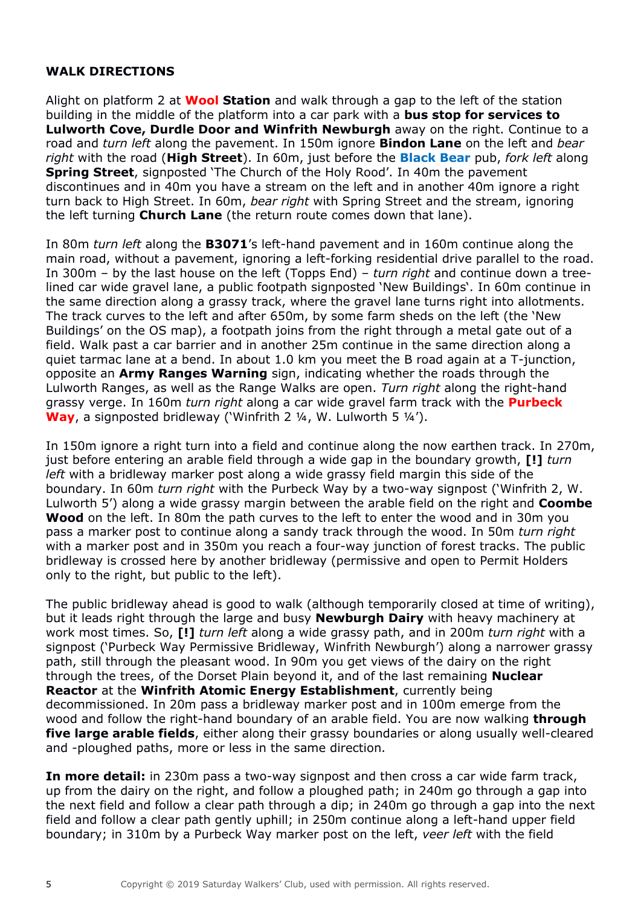**WALK DIRECTIONS**

Alight on platform 2 at **Wool Station** and walk through a gap to the left of the station building in the middle of the platform into a car park with a **bus stop for services to Lulworth Cove, Durdle Door and Winfrith Newburgh** away on the right. Continue to a road and *turn left* along the pavement. In 150m ignore **Bindon Lane** on the left and *bear right* with the road (**High Street**). In 60m, just before the **Black Bear** pub, *fork left* along **Spring Street**, signposted 'The Church of the Holy Rood'. In 40m the pavement discontinues and in 40m you have a stream on the left and in another 40m ignore a right turn back to High Street. In 60m, *bear right* with Spring Street and the stream, ignoring the left turning **Church Lane** (the return route comes down that lane).

In 80m *turn left* along the **B3071**'s left-hand pavement and in 160m continue along the main road, without a pavement, ignoring a left-forking residential drive parallel to the road. In 300m – by the last house on the left (Topps End) – *turn right* and continue down a tree-lined car wide gravel lane, a public footpath signposted 'New Buildings'. In 60m continue in the same direction along a grassy track, where the gravel lane turns right into allotments. The track curves to the left and after 650m, by some farm sheds on the left (the 'New Buildings' on the OS map), a footpath joins from the right through a metal gate out of a field. Walk past a car barrier and in another 25m continue in the same direction along a quiet tarmac lane at a bend. In about 1.0 km you meet the B road again at a T-junction, opposite an **Army Ranges Warning** sign, indicating whether the roads through the Lulworth Ranges, as well as the Range Walks are open. *Turn right* along the right-hand grassy verge. In 160m *turn right* along a car wide gravel farm track with the **Purbeck Way**, a signposted bridleway ('Winfrith 2 ¼, W. Lulworth 5 ¼').

In 150m ignore a right turn into a field and continue along the now earthen track. In 270m, just before entering an arable field through a wide gap in the boundary growth, **[!]** *turn left* with a bridleway marker post along a wide grassy field margin this side of the boundary. In 60m *turn right* with the Purbeck Way by a two-way signpost ('Winfrith 2, W. Lulworth 5') along a wide grassy margin between the arable field on the right and **Coombe Wood** on the left. In 80m the path curves to the left to enter the wood and in 30m you pass a marker post to continue along a sandy track through the wood. In 50m *turn right* with a marker post and in 350m you reach a four-way junction of forest tracks. The public bridleway is crossed here by another bridleway (permissive and open to Permit Holders only to the right, but public to the left).

The public bridleway ahead is good to walk (although temporarily closed at time of writing), but it leads right through the large and busy **Newburgh Dairy** with heavy machinery at work most times. So, **[!]** *turn left* along a wide grassy path, and in 200m *turn right* with a signpost ('Purbeck Way Permissive Bridleway, Winfrith Newburgh') along a narrower grassy path, still through the pleasant wood. In 90m you get views of the dairy on the right through the trees, of the Dorset Plain beyond it, and of the last remaining **Nuclear Reactor** at the **Winfrith Atomic Energy Establishment**, currently being decommissioned. In 20m pass a bridleway marker post and in 100m emerge from the wood and follow the right-hand boundary of an arable field. You are now walking **through five large arable fields**, either along their grassy boundaries or along usually well-cleared and -ploughed paths, more or less in the same direction.

**In more detail:** in 230m pass a two-way signpost and then cross a car wide farm track, up from the dairy on the right, and follow a ploughed path; in 240m go through a gap into the next field and follow a clear path through a dip; in 240m go through a gap into the next field and follow a clear path gently uphill; in 250m continue along a left-hand upper field boundary; in 310m by a Purbeck Way marker post on the left, *veer left* with the field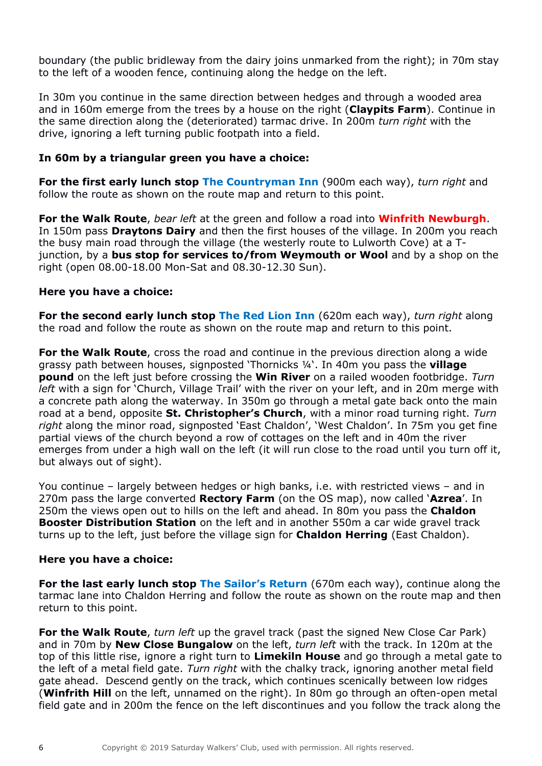boundary (the public bridleway from the dairy joins unmarked from the right); in 70m stay to the left of a wooden fence, continuing along the hedge on the left.

In 30m you continue in the same direction between hedges and through a wooded area and in 160m emerge from the trees by a house on the right (**Claypits Farm**). Continue in the same direction along the (deteriorated) tarmac drive. In 200m *turn right* with the drive, ignoring a left turning public footpath into a field.

**In 60m by a triangular green you have a choice:**

**For the first early lunch stop The Countryman Inn** (900m each way), *turn right* and follow the route as shown on the route map and return to this point.

**For the Walk Route**, *bear left* at the green and follow a road into **Winfrith Newburgh**. In 150m pass **Draytons Dairy** and then the first houses of the village. In 200m you reach the busy main road through the village (the westerly route to Lulworth Cove) at a T-junction, by a **bus stop for services to/from Weymouth or Wool** and by a shop on the right (open 08.00-18.00 Mon-Sat and 08.30-12.30 Sun).

**Here you have a choice:**

**For the second early lunch stop The Red Lion Inn** (620m each way), *turn right* along the road and follow the route as shown on the route map and return to this point.

**For the Walk Route**, cross the road and continue in the previous direction along a wide grassy path between houses, signposted 'Thornicks ¼'. In 40m you pass the **village pound** on the left just before crossing the **Win River** on a railed wooden footbridge. *Turn left* with a sign for 'Church, Village Trail' with the river on your left, and in 20m merge with a concrete path along the waterway. In 350m go through a metal gate back onto the main road at a bend, opposite **St. Christopher's Church**, with a minor road turning right. *Turn right* along the minor road, signposted 'East Chaldon', 'West Chaldon'. In 75m you get fine partial views of the church beyond a row of cottages on the left and in 40m the river emerges from under a high wall on the left (it will run close to the road until you turn off it, but always out of sight).

You continue – largely between hedges or high banks, i.e. with restricted views – and in 270m pass the large converted **Rectory Farm** (on the OS map), now called '**Azrea**'. In 250m the views open out to hills on the left and ahead. In 80m you pass the **Chaldon Booster Distribution Station** on the left and in another 550m a car wide gravel track turns up to the left, just before the village sign for **Chaldon Herring** (East Chaldon).

**Here you have a choice:**

**For the last early lunch stop The Sailor's Return** (670m each way), continue along the tarmac lane into Chaldon Herring and follow the route as shown on the route map and then return to this point.

**For the Walk Route**, *turn left* up the gravel track (past the signed New Close Car Park) and in 70m by **New Close Bungalow** on the left, *turn left* with the track. In 120m at the top of this little rise, ignore a right turn to **Limekiln House** and go through a metal gate to the left of a metal field gate. *Turn right* with the chalky track, ignoring another metal field gate ahead. Descend gently on the track, which continues scenically between low ridges (**Winfrith Hill** on the left, unnamed on the right). In 80m go through an often-open metal field gate and in 200m the fence on the left discontinues and you follow the track along the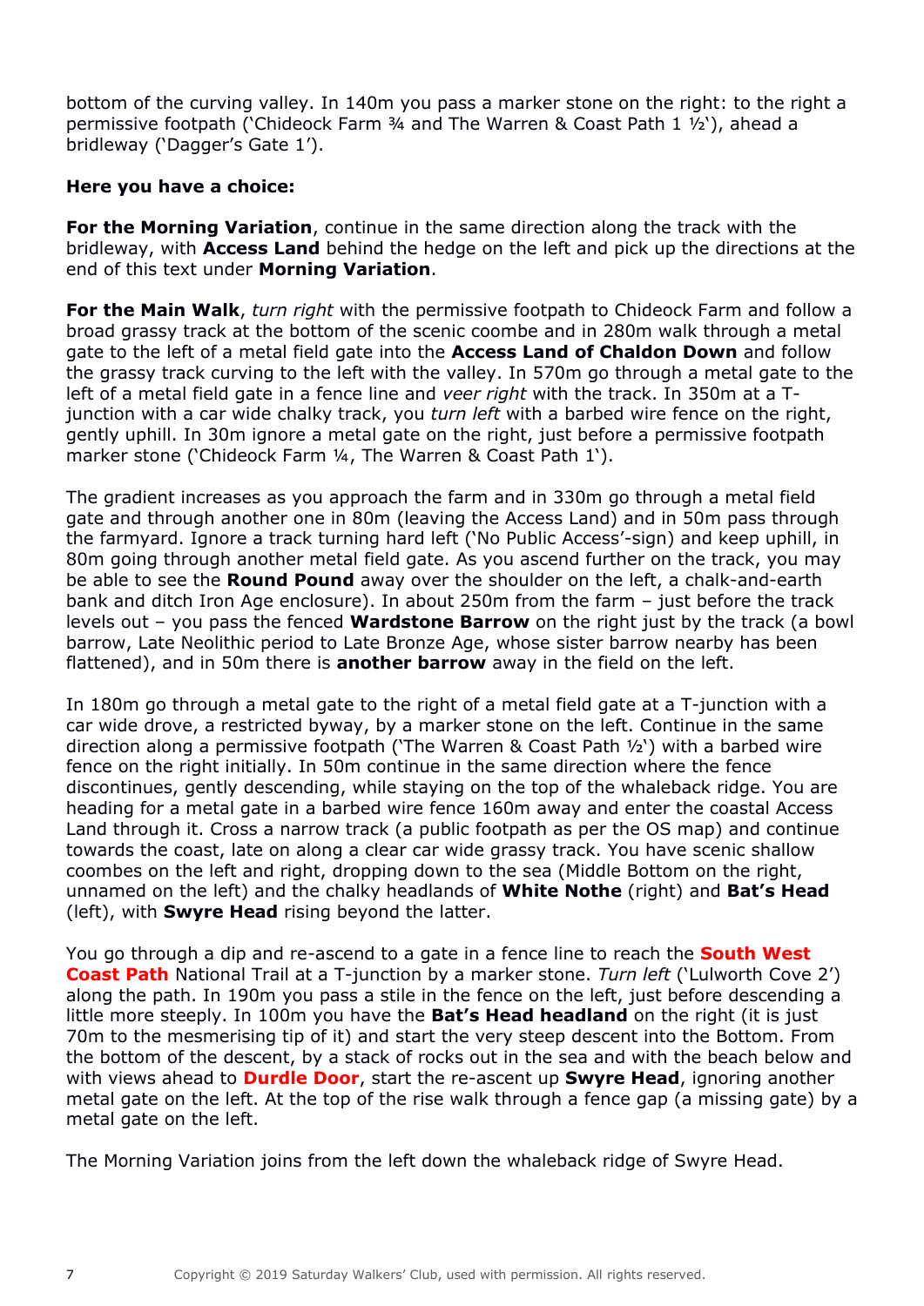bottom of the curving valley. In 140m you pass a marker stone on the right: to the right a permissive footpath ('Chideock Farm ¾ and The Warren & Coast Path 1 ½'), ahead a bridleway ('Dagger's Gate 1').

**Here you have a choice:**

**For the Morning Variation**, continue in the same direction along the track with the bridleway, with **Access Land** behind the hedge on the left and pick up the directions at the end of this text under **Morning Variation**.

**For the Main Walk**, *turn right* with the permissive footpath to Chideock Farm and follow a broad grassy track at the bottom of the scenic coombe and in 280m walk through a metal gate to the left of a metal field gate into the **Access Land of Chaldon Down** and follow the grassy track curving to the left with the valley. In 570m go through a metal gate to the left of a metal field gate in a fence line and *veer right* with the track. In 350m at a T-junction with a car wide chalky track, you *turn left* with a barbed wire fence on the right, gently uphill. In 30m ignore a metal gate on the right, just before a permissive footpath marker stone ('Chideock Farm ¼, The Warren & Coast Path 1').

The gradient increases as you approach the farm and in 330m go through a metal field gate and through another one in 80m (leaving the Access Land) and in 50m pass through the farmyard. Ignore a track turning hard left ('No Public Access'-sign) and keep uphill, in 80m going through another metal field gate. As you ascend further on the track, you may be able to see the **Round Pound** away over the shoulder on the left, a chalk-and-earth bank and ditch Iron Age enclosure). In about 250m from the farm – just before the track levels out – you pass the fenced **Wardstone Barrow** on the right just by the track (a bowl barrow, Late Neolithic period to Late Bronze Age, whose sister barrow nearby has been flattened), and in 50m there is **another barrow** away in the field on the left.

In 180m go through a metal gate to the right of a metal field gate at a T-junction with a car wide drove, a restricted byway, by a marker stone on the left. Continue in the same direction along a permissive footpath ('The Warren & Coast Path ½') with a barbed wire fence on the right initially. In 50m continue in the same direction where the fence discontinues, gently descending, while staying on the top of the whaleback ridge. You are heading for a metal gate in a barbed wire fence 160m away and enter the coastal Access Land through it. Cross a narrow track (a public footpath as per the OS map) and continue towards the coast, late on along a clear car wide grassy track. You have scenic shallow coombes on the left and right, dropping down to the sea (Middle Bottom on the right, unnamed on the left) and the chalky headlands of **White Nothe** (right) and **Bat's Head** (left), with **Swyre Head** rising beyond the latter.

You go through a dip and re-ascend to a gate in a fence line to reach the **South West Coast Path** National Trail at a T-junction by a marker stone. *Turn left* ('Lulworth Cove 2') along the path. In 190m you pass a stile in the fence on the left, just before descending a little more steeply. In 100m you have the **Bat's Head headland** on the right (it is just 70m to the mesmerising tip of it) and start the very steep descent into the Bottom. From the bottom of the descent, by a stack of rocks out in the sea and with the beach below and with views ahead to **Durdle Door**, start the re-ascent up **Swyre Head**, ignoring another metal gate on the left. At the top of the rise walk through a fence gap (a missing gate) by a metal gate on the left.

The Morning Variation joins from the left down the whaleback ridge of Swyre Head.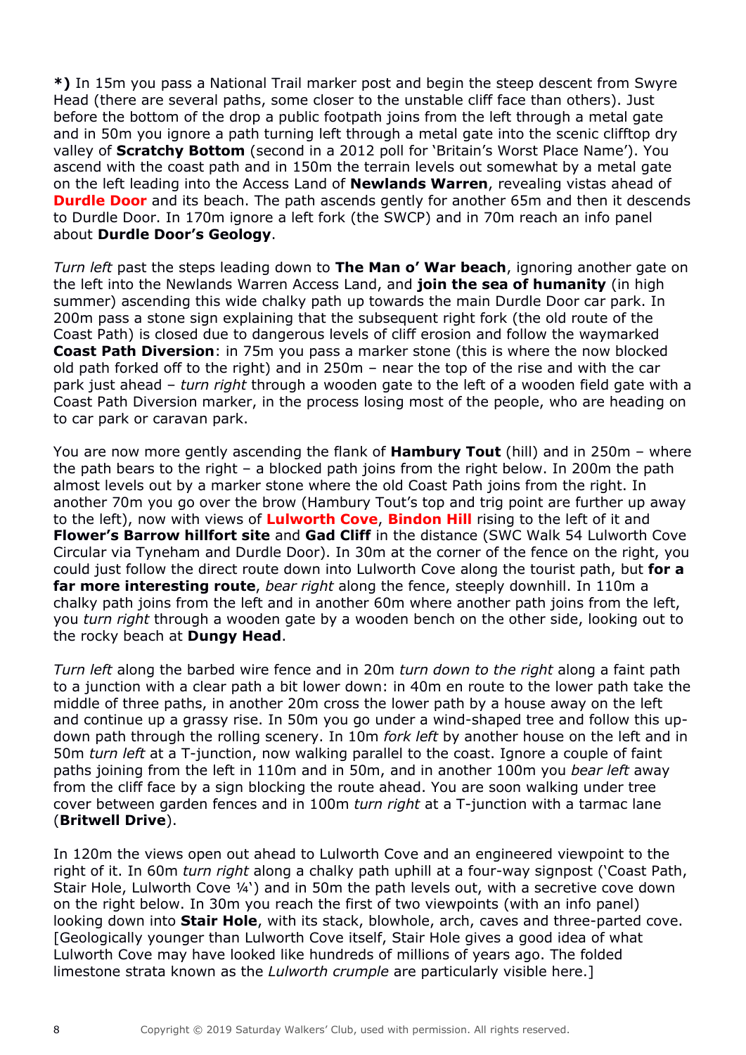**\*)** In 15m you pass a National Trail marker post and begin the steep descent from Swyre Head (there are several paths, some closer to the unstable cliff face than others). Just before the bottom of the drop a public footpath joins from the left through a metal gate and in 50m you ignore a path turning left through a metal gate into the scenic clifftop dry valley of **Scratchy Bottom** (second in a 2012 poll for 'Britain's Worst Place Name'). You ascend with the coast path and in 150m the terrain levels out somewhat by a metal gate on the left leading into the Access Land of **Newlands Warren**, revealing vistas ahead of **Durdle Door** and its beach. The path ascends gently for another 65m and then it descends to Durdle Door. In 170m ignore a left fork (the SWCP) and in 70m reach an info panel about **Durdle Door's Geology**.

*Turn left* past the steps leading down to **The Man o' War beach**, ignoring another gate on the left into the Newlands Warren Access Land, and **join the sea of humanity** (in high summer) ascending this wide chalky path up towards the main Durdle Door car park. In 200m pass a stone sign explaining that the subsequent right fork (the old route of the Coast Path) is closed due to dangerous levels of cliff erosion and follow the waymarked **Coast Path Diversion**: in 75m you pass a marker stone (this is where the now blocked old path forked off to the right) and in 250m – near the top of the rise and with the car park just ahead – *turn right* through a wooden gate to the left of a wooden field gate with a Coast Path Diversion marker, in the process losing most of the people, who are heading on to car park or caravan park.

You are now more gently ascending the flank of **Hambury Tout** (hill) and in 250m – where the path bears to the right – a blocked path joins from the right below. In 200m the path almost levels out by a marker stone where the old Coast Path joins from the right. In another 70m you go over the brow (Hambury Tout's top and trig point are further up away to the left), now with views of **Lulworth Cove**, **Bindon Hill** rising to the left of it and **Flower's Barrow hillfort site** and **Gad Cliff** in the distance (SWC Walk 54 Lulworth Cove Circular via Tyneham and Durdle Door). In 30m at the corner of the fence on the right, you could just follow the direct route down into Lulworth Cove along the tourist path, but **for a far more interesting route**, *bear right* along the fence, steeply downhill. In 110m a chalky path joins from the left and in another 60m where another path joins from the left, you *turn right* through a wooden gate by a wooden bench on the other side, looking out to the rocky beach at **Dungy Head**.

*Turn left* along the barbed wire fence and in 20m *turn down to the right* along a faint path to a junction with a clear path a bit lower down: in 40m en route to the lower path take the middle of three paths, in another 20m cross the lower path by a house away on the left and continue up a grassy rise. In 50m you go under a wind-shaped tree and follow this up-down path through the rolling scenery. In 10m *fork left* by another house on the left and in 50m *turn left* at a T-junction, now walking parallel to the coast. Ignore a couple of faint paths joining from the left in 110m and in 50m, and in another 100m you *bear left* away from the cliff face by a sign blocking the route ahead. You are soon walking under tree cover between garden fences and in 100m *turn right* at a T-junction with a tarmac lane (**Britwell Drive**).

In 120m the views open out ahead to Lulworth Cove and an engineered viewpoint to the right of it. In 60m *turn right* along a chalky path uphill at a four-way signpost ('Coast Path, Stair Hole, Lulworth Cove ¼') and in 50m the path levels out, with a secretive cove down on the right below. In 30m you reach the first of two viewpoints (with an info panel) looking down into **Stair Hole**, with its stack, blowhole, arch, caves and three-parted cove. [Geologically younger than Lulworth Cove itself, Stair Hole gives a good idea of what Lulworth Cove may have looked like hundreds of millions of years ago. The folded limestone strata known as the *Lulworth crumple* are particularly visible here.]

Copyright © 2019 Saturday Walkers' Club, used with permission. All rights reserved.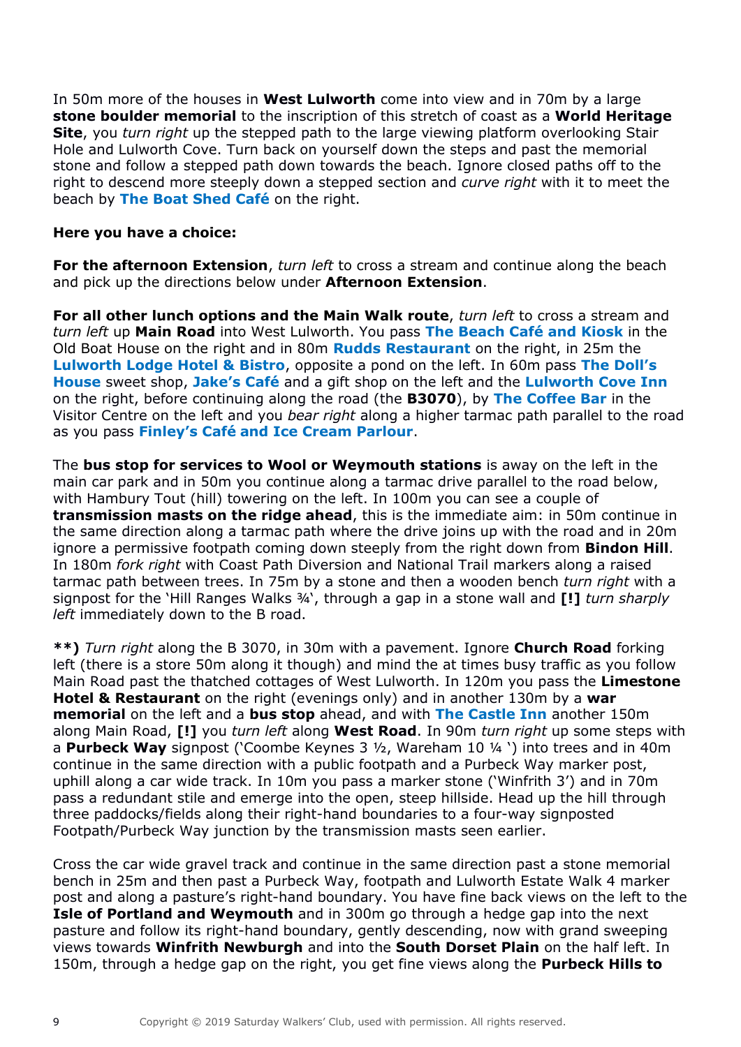In 50m more of the houses in **West Lulworth** come into view and in 70m by a large **stone boulder memorial** to the inscription of this stretch of coast as a **World Heritage Site**, you *turn right* up the stepped path to the large viewing platform overlooking Stair Hole and Lulworth Cove. Turn back on yourself down the steps and past the memorial stone and follow a stepped path down towards the beach. Ignore closed paths off to the right to descend more steeply down a stepped section and *curve right* with it to meet the beach by **The Boat Shed Café** on the right.

**Here you have a choice:**

**For the afternoon Extension**, *turn left* to cross a stream and continue along the beach and pick up the directions below under **Afternoon Extension**.

**For all other lunch options and the Main Walk route**, *turn left* to cross a stream and *turn left* up **Main Road** into West Lulworth. You pass **The Beach Café and Kiosk** in the Old Boat House on the right and in 80m **Rudds Restaurant** on the right, in 25m the **Lulworth Lodge Hotel & Bistro**, opposite a pond on the left. In 60m pass **The Doll's House** sweet shop, **Jake's Café** and a gift shop on the left and the **Lulworth Cove Inn** on the right, before continuing along the road (the **B3070**), by **The Coffee Bar** in the Visitor Centre on the left and you *bear right* along a higher tarmac path parallel to the road as you pass **Finley's Café and Ice Cream Parlour**.

The **bus stop for services to Wool or Weymouth stations** is away on the left in the main car park and in 50m you continue along a tarmac drive parallel to the road below, with Hambury Tout (hill) towering on the left. In 100m you can see a couple of **transmission masts on the ridge ahead**, this is the immediate aim: in 50m continue in the same direction along a tarmac path where the drive joins up with the road and in 20m ignore a permissive footpath coming down steeply from the right down from **Bindon Hill**. In 180m *fork right* with Coast Path Diversion and National Trail markers along a raised tarmac path between trees. In 75m by a stone and then a wooden bench *turn right* with a signpost for the 'Hill Ranges Walks ¾', through a gap in a stone wall and **[!]** *turn sharply left* immediately down to the B road.

**\*\*)** *Turn right* along the B 3070, in 30m with a pavement. Ignore **Church Road** forking left (there is a store 50m along it though) and mind the at times busy traffic as you follow Main Road past the thatched cottages of West Lulworth. In 120m you pass the **Limestone Hotel & Restaurant** on the right (evenings only) and in another 130m by a **war memorial** on the left and a **bus stop** ahead, and with **The Castle Inn** another 150m along Main Road, **[!]** you *turn left* along **West Road**. In 90m *turn right* up some steps with a **Purbeck Way** signpost ('Coombe Keynes 3 ½, Wareham 10 ¼ ') into trees and in 40m continue in the same direction with a public footpath and a Purbeck Way marker post, uphill along a car wide track. In 10m you pass a marker stone ('Winfrith 3') and in 70m pass a redundant stile and emerge into the open, steep hillside. Head up the hill through three paddocks/fields along their right-hand boundaries to a four-way signposted Footpath/Purbeck Way junction by the transmission masts seen earlier.

Cross the car wide gravel track and continue in the same direction past a stone memorial bench in 25m and then past a Purbeck Way, footpath and Lulworth Estate Walk 4 marker post and along a pasture's right-hand boundary. You have fine back views on the left to the **Isle of Portland and Weymouth** and in 300m go through a hedge gap into the next pasture and follow its right-hand boundary, gently descending, now with grand sweeping views towards **Winfrith Newburgh** and into the **South Dorset Plain** on the half left. In 150m, through a hedge gap on the right, you get fine views along the **Purbeck Hills to**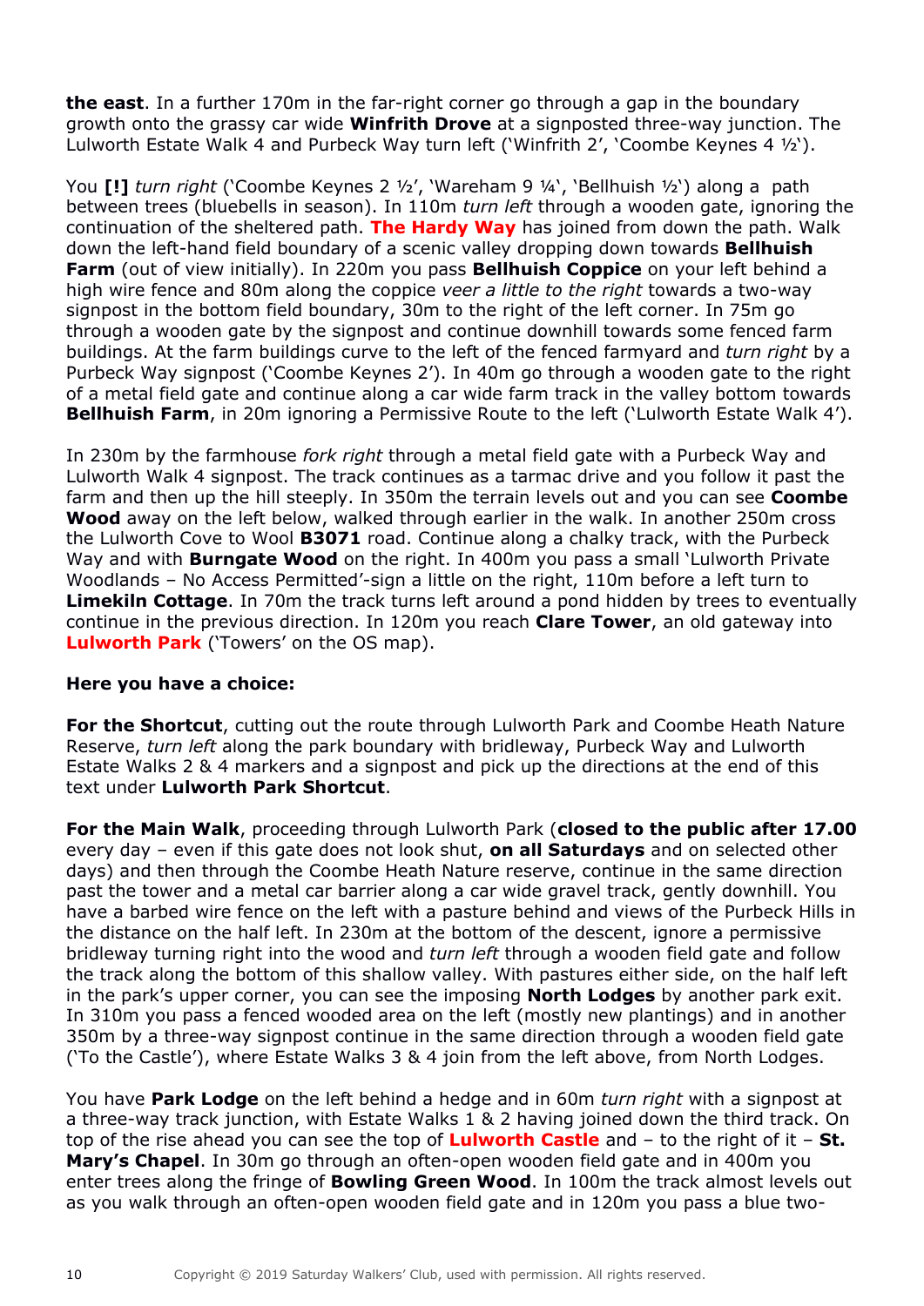**the east**. In a further 170m in the far-right corner go through a gap in the boundary growth onto the grassy car wide **Winfrith Drove** at a signposted three-way junction. The Lulworth Estate Walk 4 and Purbeck Way turn left ('Winfrith 2', 'Coombe Keynes 4 ½').

You **[!]** *turn right* ('Coombe Keynes 2 ½', 'Wareham 9 ¼', 'Bellhuish ½') along a path between trees (bluebells in season). In 110m *turn left* through a wooden gate, ignoring the continuation of the sheltered path. **The Hardy Way** has joined from down the path. Walk down the left-hand field boundary of a scenic valley dropping down towards **Bellhuish Farm** (out of view initially). In 220m you pass **Bellhuish Coppice** on your left behind a high wire fence and 80m along the coppice *veer a little to the right* towards a two-way signpost in the bottom field boundary, 30m to the right of the left corner. In 75m go through a wooden gate by the signpost and continue downhill towards some fenced farm buildings. At the farm buildings curve to the left of the fenced farmyard and *turn right* by a Purbeck Way signpost ('Coombe Keynes 2'). In 40m go through a wooden gate to the right of a metal field gate and continue along a car wide farm track in the valley bottom towards **Bellhuish Farm**, in 20m ignoring a Permissive Route to the left ('Lulworth Estate Walk 4').

In 230m by the farmhouse *fork right* through a metal field gate with a Purbeck Way and Lulworth Walk 4 signpost. The track continues as a tarmac drive and you follow it past the farm and then up the hill steeply. In 350m the terrain levels out and you can see **Coombe Wood** away on the left below, walked through earlier in the walk. In another 250m cross the Lulworth Cove to Wool **B3071** road. Continue along a chalky track, with the Purbeck Way and with **Burngate Wood** on the right. In 400m you pass a small 'Lulworth Private Woodlands – No Access Permitted'-sign a little on the right, 110m before a left turn to **Limekiln Cottage**. In 70m the track turns left around a pond hidden by trees to eventually continue in the previous direction. In 120m you reach **Clare Tower**, an old gateway into **Lulworth Park** ('Towers' on the OS map).

**Here you have a choice:**

**For the Shortcut**, cutting out the route through Lulworth Park and Coombe Heath Nature Reserve, *turn left* along the park boundary with bridleway, Purbeck Way and Lulworth Estate Walks 2 & 4 markers and a signpost and pick up the directions at the end of this text under **Lulworth Park Shortcut**.

**For the Main Walk**, proceeding through Lulworth Park (**closed to the public after 17.00** every day – even if this gate does not look shut, **on all Saturdays** and on selected other days) and then through the Coombe Heath Nature reserve, continue in the same direction past the tower and a metal car barrier along a car wide gravel track, gently downhill. You have a barbed wire fence on the left with a pasture behind and views of the Purbeck Hills in the distance on the half left. In 230m at the bottom of the descent, ignore a permissive bridleway turning right into the wood and *turn left* through a wooden field gate and follow the track along the bottom of this shallow valley. With pastures either side, on the half left in the park's upper corner, you can see the imposing **North Lodges** by another park exit. In 310m you pass a fenced wooded area on the left (mostly new plantings) and in another 350m by a three-way signpost continue in the same direction through a wooden field gate ('To the Castle'), where Estate Walks 3 & 4 join from the left above, from North Lodges.

You have **Park Lodge** on the left behind a hedge and in 60m *turn right* with a signpost at a three-way track junction, with Estate Walks 1 & 2 having joined down the third track. On top of the rise ahead you can see the top of **Lulworth Castle** and – to the right of it – **St. Mary's Chapel**. In 30m go through an often-open wooden field gate and in 400m you enter trees along the fringe of **Bowling Green Wood**. In 100m the track almost levels out as you walk through an often-open wooden field gate and in 120m you pass a blue two-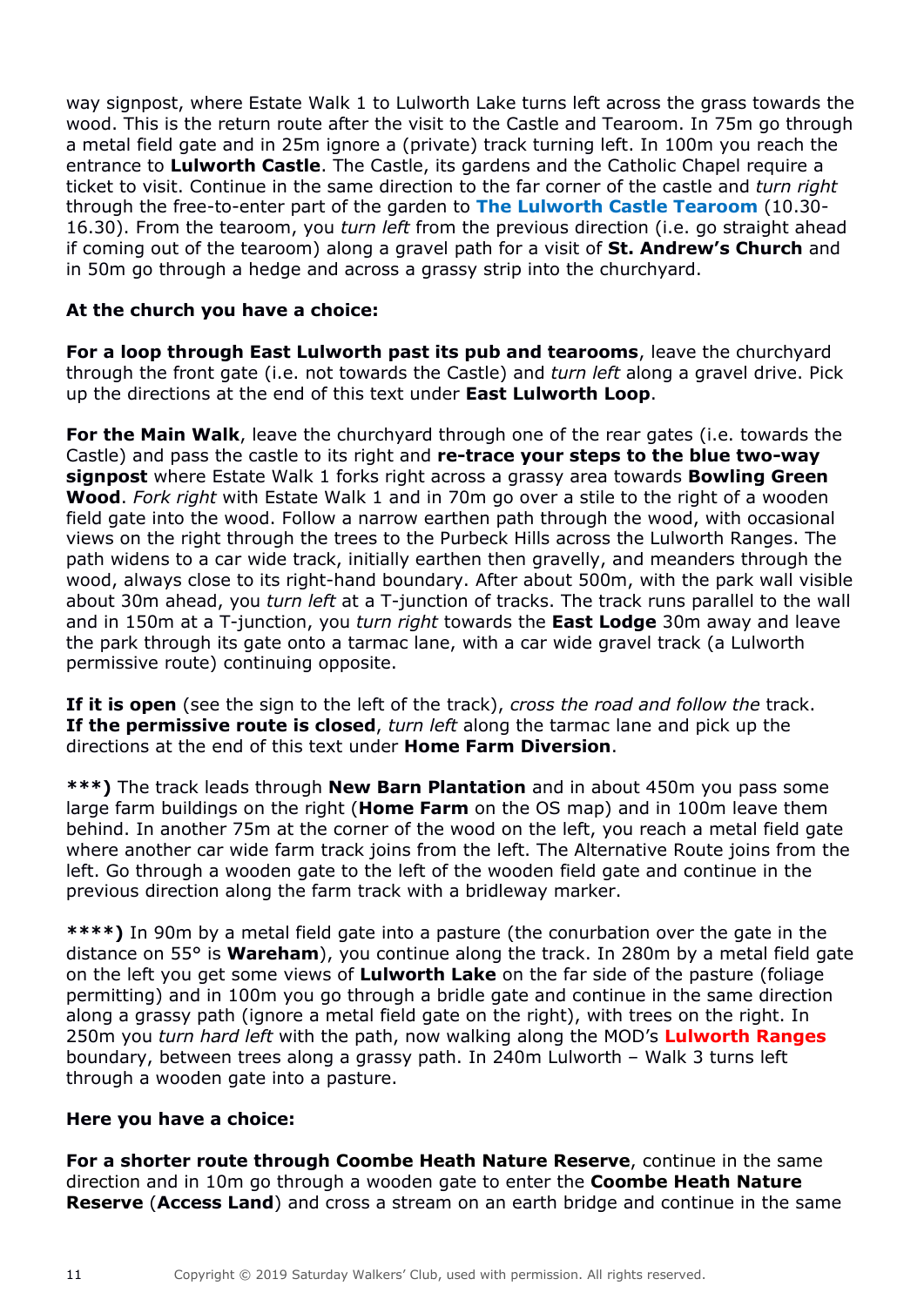way signpost, where Estate Walk 1 to Lulworth Lake turns left across the grass towards the wood. This is the return route after the visit to the Castle and Tearoom. In 75m go through a metal field gate and in 25m ignore a (private) track turning left. In 100m you reach the entrance to **Lulworth Castle**. The Castle, its gardens and the Catholic Chapel require a ticket to visit. Continue in the same direction to the far corner of the castle and *turn right* through the free-to-enter part of the garden to **The Lulworth Castle Tearoom** (10.30-16.30). From the tearoom, you *turn left* from the previous direction (i.e. go straight ahead if coming out of the tearoom) along a gravel path for a visit of **St. Andrew's Church** and in 50m go through a hedge and across a grassy strip into the churchyard.

**At the church you have a choice:**

**For a loop through East Lulworth past its pub and tearooms**, leave the churchyard through the front gate (i.e. not towards the Castle) and *turn left* along a gravel drive. Pick up the directions at the end of this text under **East Lulworth Loop**.

**For the Main Walk**, leave the churchyard through one of the rear gates (i.e. towards the Castle) and pass the castle to its right and **re-trace your steps to the blue two-way signpost** where Estate Walk 1 forks right across a grassy area towards **Bowling Green Wood**. *Fork right* with Estate Walk 1 and in 70m go over a stile to the right of a wooden field gate into the wood. Follow a narrow earthen path through the wood, with occasional views on the right through the trees to the Purbeck Hills across the Lulworth Ranges. The path widens to a car wide track, initially earthen then gravelly, and meanders through the wood, always close to its right-hand boundary. After about 500m, with the park wall visible about 30m ahead, you *turn left* at a T-junction of tracks. The track runs parallel to the wall and in 150m at a T-junction, you *turn right* towards the **East Lodge** 30m away and leave the park through its gate onto a tarmac lane, with a car wide gravel track (a Lulworth permissive route) continuing opposite.

**If it is open** (see the sign to the left of the track), *cross the road and follow the* track. **If the permissive route is closed**, *turn left* along the tarmac lane and pick up the directions at the end of this text under **Home Farm Diversion**.

**\*\*\*)** The track leads through **New Barn Plantation** and in about 450m you pass some large farm buildings on the right (**Home Farm** on the OS map) and in 100m leave them behind. In another 75m at the corner of the wood on the left, you reach a metal field gate where another car wide farm track joins from the left. The Alternative Route joins from the left. Go through a wooden gate to the left of the wooden field gate and continue in the previous direction along the farm track with a bridleway marker.

**\*\*\*\*)** In 90m by a metal field gate into a pasture (the conurbation over the gate in the distance on 55° is **Wareham**), you continue along the track. In 280m by a metal field gate on the left you get some views of **Lulworth Lake** on the far side of the pasture (foliage permitting) and in 100m you go through a bridle gate and continue in the same direction along a grassy path (ignore a metal field gate on the right), with trees on the right. In 250m you *turn hard left* with the path, now walking along the MOD's **Lulworth Ranges** boundary, between trees along a grassy path. In 240m Lulworth – Walk 3 turns left through a wooden gate into a pasture.

**Here you have a choice:**

**For a shorter route through Coombe Heath Nature Reserve**, continue in the same direction and in 10m go through a wooden gate to enter the **Coombe Heath Nature Reserve** (**Access Land**) and cross a stream on an earth bridge and continue in the same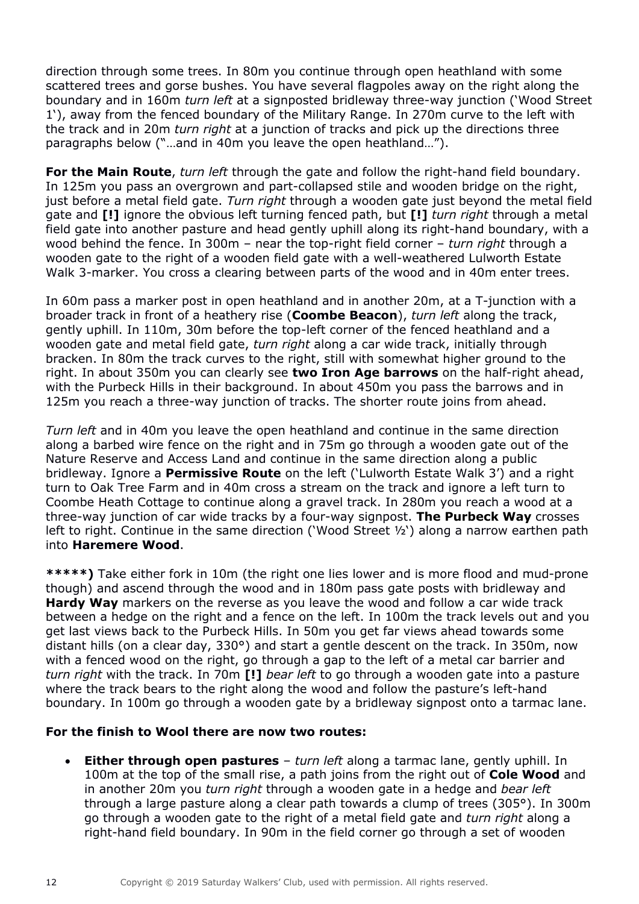direction through some trees. In 80m you continue through open heathland with some scattered trees and gorse bushes. You have several flagpoles away on the right along the boundary and in 160m *turn left* at a signposted bridleway three-way junction ('Wood Street 1'), away from the fenced boundary of the Military Range. In 270m curve to the left with the track and in 20m *turn right* at a junction of tracks and pick up the directions three paragraphs below ("…and in 40m you leave the open heathland…").

**For the Main Route**, *turn left* through the gate and follow the right-hand field boundary. In 125m you pass an overgrown and part-collapsed stile and wooden bridge on the right, just before a metal field gate. *Turn right* through a wooden gate just beyond the metal field gate and **[!]** ignore the obvious left turning fenced path, but **[!]** *turn right* through a metal field gate into another pasture and head gently uphill along its right-hand boundary, with a wood behind the fence. In 300m – near the top-right field corner – *turn right* through a wooden gate to the right of a wooden field gate with a well-weathered Lulworth Estate Walk 3-marker. You cross a clearing between parts of the wood and in 40m enter trees.

In 60m pass a marker post in open heathland and in another 20m, at a T-junction with a broader track in front of a heathery rise (**Coombe Beacon**), *turn left* along the track, gently uphill. In 110m, 30m before the top-left corner of the fenced heathland and a wooden gate and metal field gate, *turn right* along a car wide track, initially through bracken. In 80m the track curves to the right, still with somewhat higher ground to the right. In about 350m you can clearly see **two Iron Age barrows** on the half-right ahead, with the Purbeck Hills in their background. In about 450m you pass the barrows and in 125m you reach a three-way junction of tracks. The shorter route joins from ahead.

*Turn left* and in 40m you leave the open heathland and continue in the same direction along a barbed wire fence on the right and in 75m go through a wooden gate out of the Nature Reserve and Access Land and continue in the same direction along a public bridleway. Ignore a **Permissive Route** on the left ('Lulworth Estate Walk 3') and a right turn to Oak Tree Farm and in 40m cross a stream on the track and ignore a left turn to Coombe Heath Cottage to continue along a gravel track. In 280m you reach a wood at a three-way junction of car wide tracks by a four-way signpost. **The Purbeck Way** crosses left to right. Continue in the same direction ('Wood Street ½') along a narrow earthen path into **Haremere Wood**.

**\*\*\*\*\*)** Take either fork in 10m (the right one lies lower and is more flood and mud-prone though) and ascend through the wood and in 180m pass gate posts with bridleway and **Hardy Way** markers on the reverse as you leave the wood and follow a car wide track between a hedge on the right and a fence on the left. In 100m the track levels out and you get last views back to the Purbeck Hills. In 50m you get far views ahead towards some distant hills (on a clear day, 330°) and start a gentle descent on the track. In 350m, now with a fenced wood on the right, go through a gap to the left of a metal car barrier and *turn right* with the track. In 70m **[!]** *bear left* to go through a wooden gate into a pasture where the track bears to the right along the wood and follow the pasture's left-hand boundary. In 100m go through a wooden gate by a bridleway signpost onto a tarmac lane.

**For the finish to Wool there are now two routes:**

- **Either through open pastures** – *turn left* along a tarmac lane, gently uphill. In 100m at the top of the small rise, a path joins from the right out of **Cole Wood** and in another 20m you *turn right* through a wooden gate in a hedge and *bear left* through a large pasture along a clear path towards a clump of trees (305°). In 300m go through a wooden gate to the right of a metal field gate and *turn right* along a right-hand field boundary. In 90m in the field corner go through a set of wooden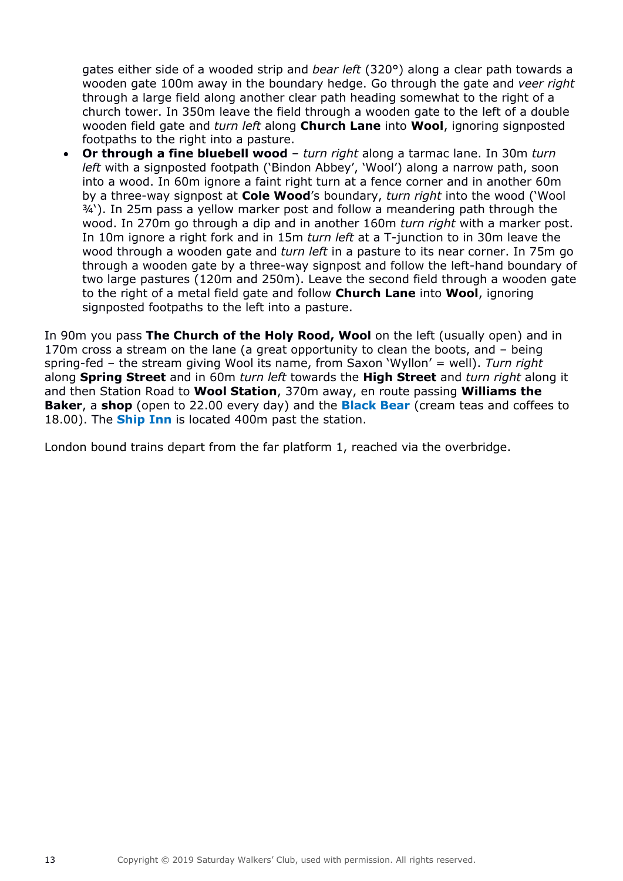gates either side of a wooded strip and *bear left* (320°) along a clear path towards a wooden gate 100m away in the boundary hedge. Go through the gate and *veer right* through a large field along another clear path heading somewhat to the right of a church tower. In 350m leave the field through a wooden gate to the left of a double wooden field gate and *turn left* along **Church Lane** into **Wool**, ignoring signposted footpaths to the right into a pasture.

- **Or through a fine bluebell wood** – *turn right* along a tarmac lane. In 30m *turn left* with a signposted footpath ('Bindon Abbey', 'Wool') along a narrow path, soon into a wood. In 60m ignore a faint right turn at a fence corner and in another 60m by a three-way signpost at **Cole Wood**'s boundary, *turn right* into the wood ('Wool ¾'). In 25m pass a yellow marker post and follow a meandering path through the wood. In 270m go through a dip and in another 160m *turn right* with a marker post. In 10m ignore a right fork and in 15m *turn left* at a T-junction to in 30m leave the wood through a wooden gate and *turn left* in a pasture to its near corner. In 75m go through a wooden gate by a three-way signpost and follow the left-hand boundary of two large pastures (120m and 250m). Leave the second field through a wooden gate to the right of a metal field gate and follow **Church Lane** into **Wool**, ignoring signposted footpaths to the left into a pasture.

In 90m you pass **The Church of the Holy Rood, Wool** on the left (usually open) and in 170m cross a stream on the lane (a great opportunity to clean the boots, and – being spring-fed – the stream giving Wool its name, from Saxon 'Wyllon' = well). *Turn right* along **Spring Street** and in 60m *turn left* towards the **High Street** and *turn right* along it and then Station Road to **Wool Station**, 370m away, en route passing **Williams the Baker**, a **shop** (open to 22.00 every day) and the **Black Bear** (cream teas and coffees to 18.00). The **Ship Inn** is located 400m past the station.

London bound trains depart from the far platform 1, reached via the overbridge.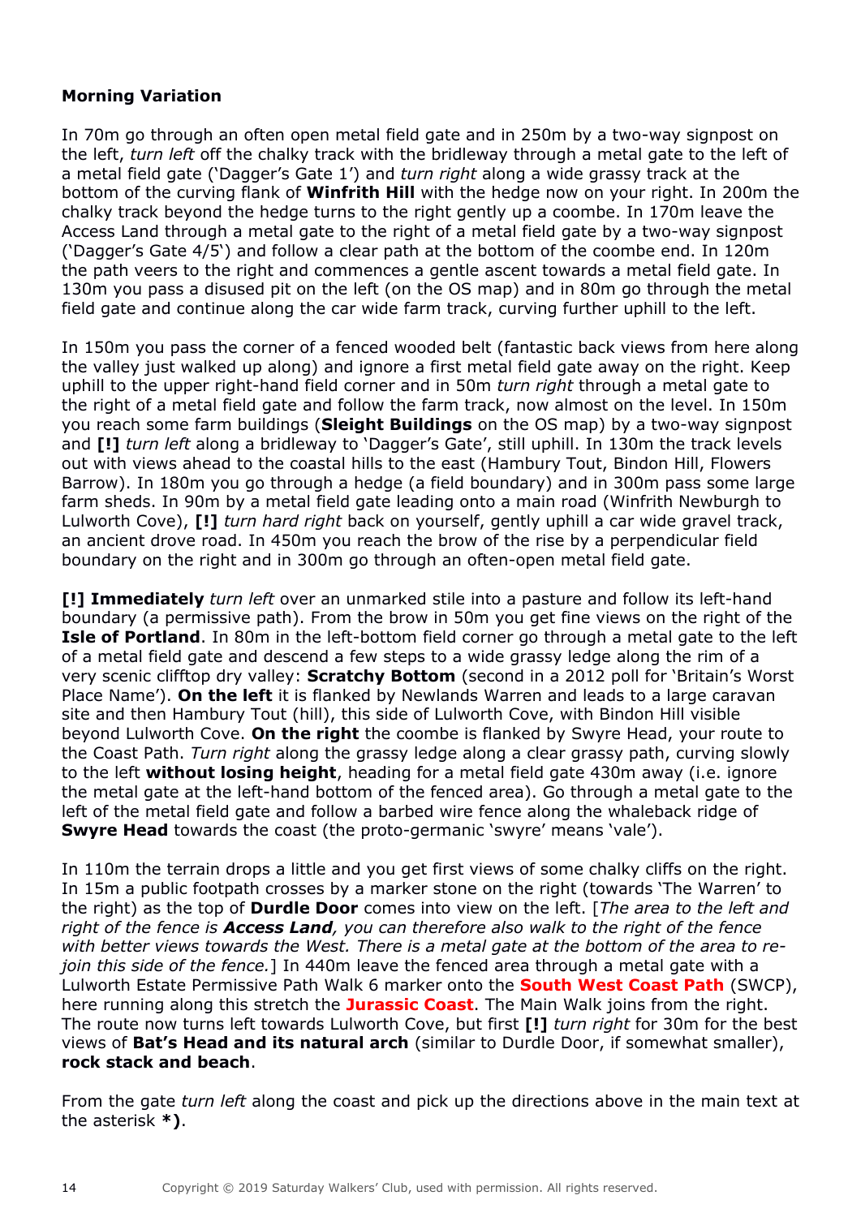**Morning Variation**

In 70m go through an often open metal field gate and in 250m by a two-way signpost on the left, *turn left* off the chalky track with the bridleway through a metal gate to the left of a metal field gate ('Dagger's Gate 1') and *turn right* along a wide grassy track at the bottom of the curving flank of **Winfrith Hill** with the hedge now on your right. In 200m the chalky track beyond the hedge turns to the right gently up a coombe. In 170m leave the Access Land through a metal gate to the right of a metal field gate by a two-way signpost ('Dagger's Gate 4/5') and follow a clear path at the bottom of the coombe end. In 120m the path veers to the right and commences a gentle ascent towards a metal field gate. In 130m you pass a disused pit on the left (on the OS map) and in 80m go through the metal field gate and continue along the car wide farm track, curving further uphill to the left.

In 150m you pass the corner of a fenced wooded belt (fantastic back views from here along the valley just walked up along) and ignore a first metal field gate away on the right. Keep uphill to the upper right-hand field corner and in 50m *turn right* through a metal gate to the right of a metal field gate and follow the farm track, now almost on the level. In 150m you reach some farm buildings (**Sleight Buildings** on the OS map) by a two-way signpost and **[!]** *turn left* along a bridleway to 'Dagger's Gate', still uphill. In 130m the track levels out with views ahead to the coastal hills to the east (Hambury Tout, Bindon Hill, Flowers Barrow). In 180m you go through a hedge (a field boundary) and in 300m pass some large farm sheds. In 90m by a metal field gate leading onto a main road (Winfrith Newburgh to Lulworth Cove), **[!]** *turn hard right* back on yourself, gently uphill a car wide gravel track, an ancient drove road. In 450m you reach the brow of the rise by a perpendicular field boundary on the right and in 300m go through an often-open metal field gate.

**[!] Immediately** *turn left* over an unmarked stile into a pasture and follow its left-hand boundary (a permissive path). From the brow in 50m you get fine views on the right of the **Isle of Portland**. In 80m in the left-bottom field corner go through a metal gate to the left of a metal field gate and descend a few steps to a wide grassy ledge along the rim of a very scenic clifftop dry valley: **Scratchy Bottom** (second in a 2012 poll for 'Britain's Worst Place Name'). **On the left** it is flanked by Newlands Warren and leads to a large caravan site and then Hambury Tout (hill), this side of Lulworth Cove, with Bindon Hill visible beyond Lulworth Cove. **On the right** the coombe is flanked by Swyre Head, your route to the Coast Path. *Turn right* along the grassy ledge along a clear grassy path, curving slowly to the left **without losing height**, heading for a metal field gate 430m away (i.e. ignore the metal gate at the left-hand bottom of the fenced area). Go through a metal gate to the left of the metal field gate and follow a barbed wire fence along the whaleback ridge of **Swyre Head** towards the coast (the proto-germanic 'swyre' means 'vale').

In 110m the terrain drops a little and you get first views of some chalky cliffs on the right. In 15m a public footpath crosses by a marker stone on the right (towards 'The Warren' to the right) as the top of **Durdle Door** comes into view on the left. [*The area to the left and right of the fence is **Access Land**, you can therefore also walk to the right of the fence with better views towards the West. There is a metal gate at the bottom of the area to re-join this side of the fence.*] In 440m leave the fenced area through a metal gate with a Lulworth Estate Permissive Path Walk 6 marker onto the **South West Coast Path** (SWCP), here running along this stretch the **Jurassic Coast**. The Main Walk joins from the right. The route now turns left towards Lulworth Cove, but first **[!]** *turn right* for 30m for the best views of **Bat's Head and its natural arch** (similar to Durdle Door, if somewhat smaller), **rock stack and beach**.

From the gate *turn left* along the coast and pick up the directions above in the main text at the asterisk ***)**.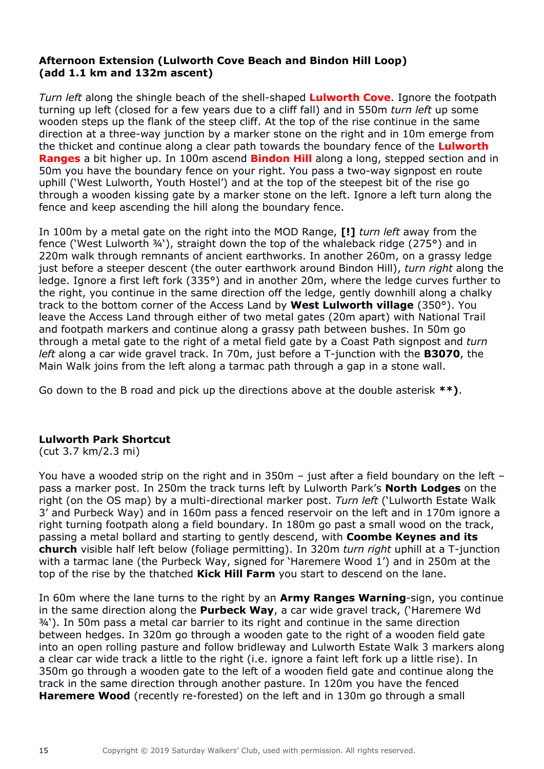**Afternoon Extension (Lulworth Cove Beach and Bindon Hill Loop) (add 1.1 km and 132m ascent)**

*Turn left* along the shingle beach of the shell-shaped **Lulworth Cove**. Ignore the footpath turning up left (closed for a few years due to a cliff fall) and in 550m *turn left* up some wooden steps up the flank of the steep cliff. At the top of the rise continue in the same direction at a three-way junction by a marker stone on the right and in 10m emerge from the thicket and continue along a clear path towards the boundary fence of the **Lulworth Ranges** a bit higher up. In 100m ascend **Bindon Hill** along a long, stepped section and in 50m you have the boundary fence on your right. You pass a two-way signpost en route uphill ('West Lulworth, Youth Hostel') and at the top of the steepest bit of the rise go through a wooden kissing gate by a marker stone on the left. Ignore a left turn along the fence and keep ascending the hill along the boundary fence.

In 100m by a metal gate on the right into the MOD Range, **[!]** *turn left* away from the fence ('West Lulworth ¾'), straight down the top of the whaleback ridge (275°) and in 220m walk through remnants of ancient earthworks. In another 260m, on a grassy ledge just before a steeper descent (the outer earthwork around Bindon Hill), *turn right* along the ledge. Ignore a first left fork (335°) and in another 20m, where the ledge curves further to the right, you continue in the same direction off the ledge, gently downhill along a chalky track to the bottom corner of the Access Land by **West Lulworth village** (350°). You leave the Access Land through either of two metal gates (20m apart) with National Trail and footpath markers and continue along a grassy path between bushes. In 50m go through a metal gate to the right of a metal field gate by a Coast Path signpost and *turn left* along a car wide gravel track. In 70m, just before a T-junction with the **B3070**, the Main Walk joins from the left along a tarmac path through a gap in a stone wall.

Go down to the B road and pick up the directions above at the double asterisk **\*\*)**.

**Lulworth Park Shortcut**
(cut 3.7 km/2.3 mi)

You have a wooded strip on the right and in 350m – just after a field boundary on the left – pass a marker post. In 250m the track turns left by Lulworth Park's **North Lodges** on the right (on the OS map) by a multi-directional marker post. *Turn left* ('Lulworth Estate Walk 3' and Purbeck Way) and in 160m pass a fenced reservoir on the left and in 170m ignore a right turning footpath along a field boundary. In 180m go past a small wood on the track, passing a metal bollard and starting to gently descend, with **Coombe Keynes and its church** visible half left below (foliage permitting). In 320m *turn right* uphill at a T-junction with a tarmac lane (the Purbeck Way, signed for 'Haremere Wood 1') and in 250m at the top of the rise by the thatched **Kick Hill Farm** you start to descend on the lane.

In 60m where the lane turns to the right by an **Army Ranges Warning**-sign, you continue in the same direction along the **Purbeck Way**, a car wide gravel track, ('Haremere Wd ¾'). In 50m pass a metal car barrier to its right and continue in the same direction between hedges. In 320m go through a wooden gate to the right of a wooden field gate into an open rolling pasture and follow bridleway and Lulworth Estate Walk 3 markers along a clear car wide track a little to the right (i.e. ignore a faint left fork up a little rise). In 350m go through a wooden gate to the left of a wooden field gate and continue along the track in the same direction through another pasture. In 120m you have the fenced **Haremere Wood** (recently re-forested) on the left and in 130m go through a small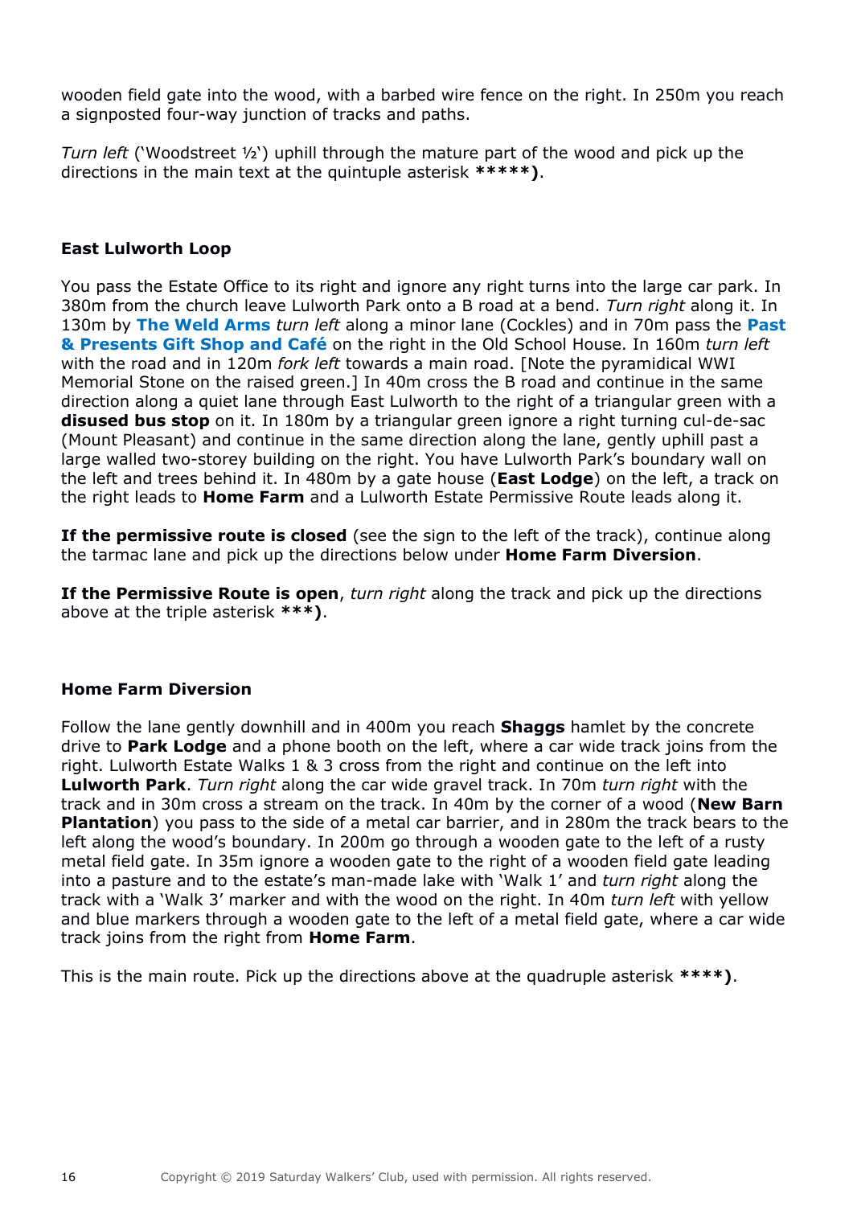wooden field gate into the wood, with a barbed wire fence on the right. In 250m you reach a signposted four-way junction of tracks and paths.

*Turn left* ('Woodstreet ½') uphill through the mature part of the wood and pick up the directions in the main text at the quintuple asterisk **\*\*\*\*\*)**.

### East Lulworth Loop

You pass the Estate Office to its right and ignore any right turns into the large car park. In 380m from the church leave Lulworth Park onto a B road at a bend. *Turn right* along it. In 130m by **The Weld Arms** *turn left* along a minor lane (Cockles) and in 70m pass the **Past & Presents Gift Shop and Café** on the right in the Old School House. In 160m *turn left* with the road and in 120m *fork left* towards a main road. [Note the pyramidical WWI Memorial Stone on the raised green.] In 40m cross the B road and continue in the same direction along a quiet lane through East Lulworth to the right of a triangular green with a **disused bus stop** on it. In 180m by a triangular green ignore a right turning cul-de-sac (Mount Pleasant) and continue in the same direction along the lane, gently uphill past a large walled two-storey building on the right. You have Lulworth Park's boundary wall on the left and trees behind it. In 480m by a gate house (**East Lodge**) on the left, a track on the right leads to **Home Farm** and a Lulworth Estate Permissive Route leads along it.

**If the permissive route is closed** (see the sign to the left of the track), continue along the tarmac lane and pick up the directions below under **Home Farm Diversion**.

**If the Permissive Route is open**, *turn right* along the track and pick up the directions above at the triple asterisk **\*\*\*)**.

### Home Farm Diversion

Follow the lane gently downhill and in 400m you reach **Shaggs** hamlet by the concrete drive to **Park Lodge** and a phone booth on the left, where a car wide track joins from the right. Lulworth Estate Walks 1 & 3 cross from the right and continue on the left into **Lulworth Park**. *Turn right* along the car wide gravel track. In 70m *turn right* with the track and in 30m cross a stream on the track. In 40m by the corner of a wood (**New Barn Plantation**) you pass to the side of a metal car barrier, and in 280m the track bears to the left along the wood's boundary. In 200m go through a wooden gate to the left of a rusty metal field gate. In 35m ignore a wooden gate to the right of a wooden field gate leading into a pasture and to the estate's man-made lake with 'Walk 1' and *turn right* along the track with a 'Walk 3' marker and with the wood on the right. In 40m *turn left* with yellow and blue markers through a wooden gate to the left of a metal field gate, where a car wide track joins from the right from **Home Farm**.

This is the main route. Pick up the directions above at the quadruple asterisk **\*\*\*\*)**.